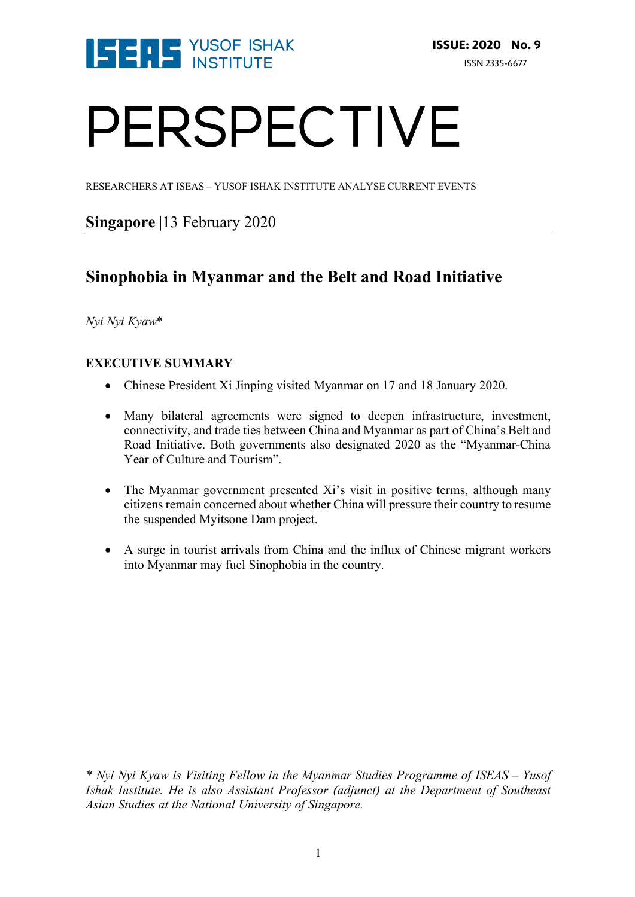ISSUE: 2020 No. 9

ISSN 2335-6677

# PERSPECTIVE

RESEARCHERS AT ISEAS – YUSOF ISHAK INSTITUTE ANALYSE CURRENT EVENTS

**Singapore** |13 February 2020

## Sinophobia in Myanmar and the Belt and Road Initiative

*Nyi Nyi Kyaw**

**EXECUTIVE SUMMARY**

- Chinese President Xi Jinping visited Myanmar on 17 and 18 January 2020.
- Many bilateral agreements were signed to deepen infrastructure, investment, connectivity, and trade ties between China and Myanmar as part of China's Belt and Road Initiative. Both governments also designated 2020 as the "Myanmar-China Year of Culture and Tourism".
- The Myanmar government presented Xi's visit in positive terms, although many citizens remain concerned about whether China will pressure their country to resume the suspended Myitsone Dam project.
- A surge in tourist arrivals from China and the influx of Chinese migrant workers into Myanmar may fuel Sinophobia in the country.

*\* Nyi Nyi Kyaw is Visiting Fellow in the Myanmar Studies Programme of ISEAS – Yusof Ishak Institute. He is also Assistant Professor (adjunct) at the Department of Southeast Asian Studies at the National University of Singapore.*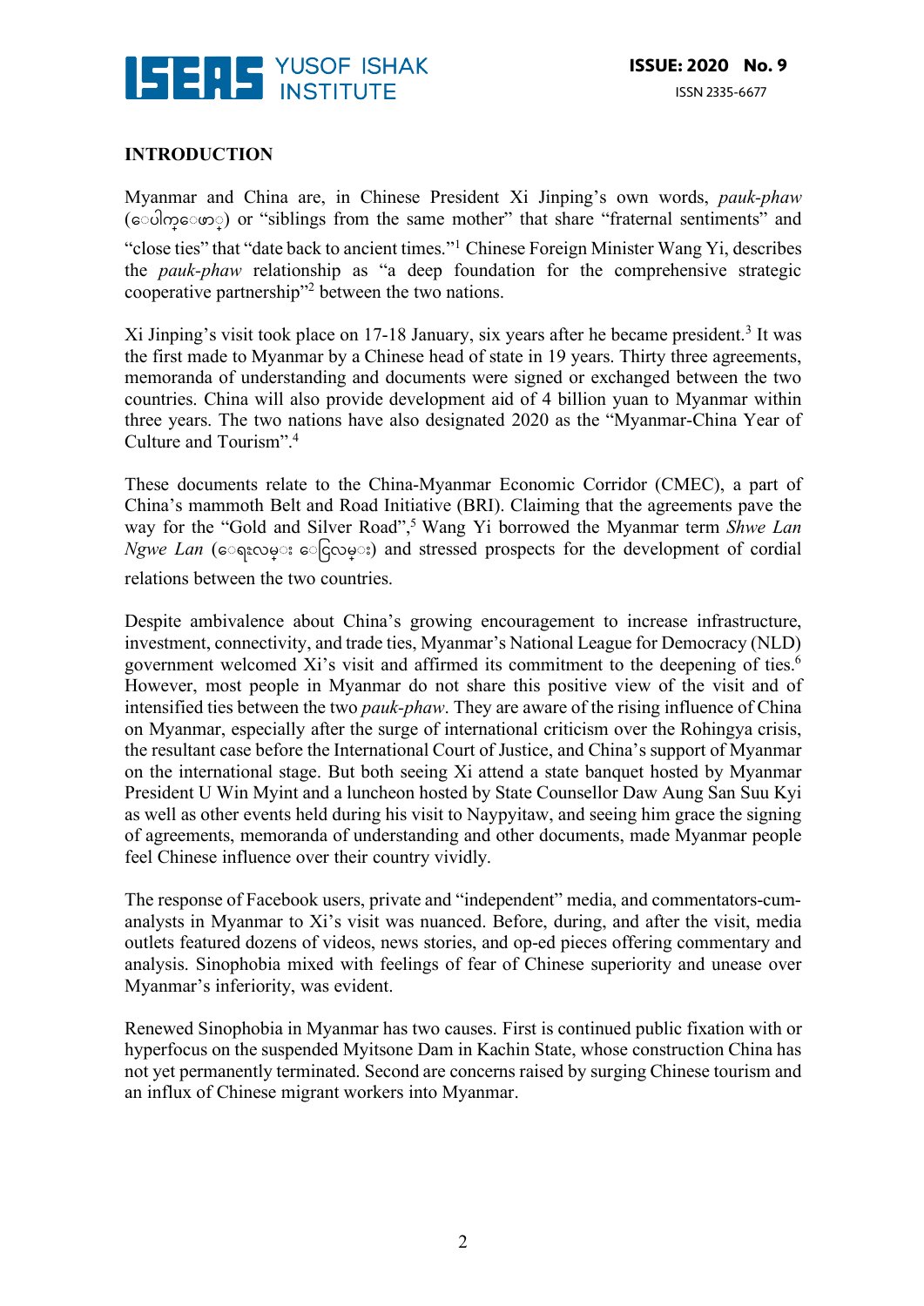## INTRODUCTION

Myanmar and China are, in Chinese President Xi Jinping's own words, *pauk-phaw* (ပေါက်ဖော်) or "siblings from the same mother" that share "fraternal sentiments" and "close ties" that "date back to ancient times."[1] Chinese Foreign Minister Wang Yi, describes the *pauk-phaw* relationship as "a deep foundation for the comprehensive strategic cooperative partnership"[2] between the two nations.

Xi Jinping's visit took place on 17-18 January, six years after he became president.[3] It was the first made to Myanmar by a Chinese head of state in 19 years. Thirty three agreements, memoranda of understanding and documents were signed or exchanged between the two countries. China will also provide development aid of 4 billion yuan to Myanmar within three years. The two nations have also designated 2020 as the "Myanmar-China Year of Culture and Tourism".[4]

These documents relate to the China-Myanmar Economic Corridor (CMEC), a part of China's mammoth Belt and Road Initiative (BRI). Claiming that the agreements pave the way for the "Gold and Silver Road",[5] Wang Yi borrowed the Myanmar term *Shwe Lan Ngwe Lan* (ရွှေလမ်း ငွေလမ်း) and stressed prospects for the development of cordial relations between the two countries.

Despite ambivalence about China's growing encouragement to increase infrastructure, investment, connectivity, and trade ties, Myanmar's National League for Democracy (NLD) government welcomed Xi's visit and affirmed its commitment to the deepening of ties.[6] However, most people in Myanmar do not share this positive view of the visit and of intensified ties between the two *pauk-phaw*. They are aware of the rising influence of China on Myanmar, especially after the surge of international criticism over the Rohingya crisis, the resultant case before the International Court of Justice, and China's support of Myanmar on the international stage. But both seeing Xi attend a state banquet hosted by Myanmar President U Win Myint and a luncheon hosted by State Counsellor Daw Aung San Suu Kyi as well as other events held during his visit to Naypyitaw, and seeing him grace the signing of agreements, memoranda of understanding and other documents, made Myanmar people feel Chinese influence over their country vividly.

The response of Facebook users, private and "independent" media, and commentators-cum-analysts in Myanmar to Xi's visit was nuanced. Before, during, and after the visit, media outlets featured dozens of videos, news stories, and op-ed pieces offering commentary and analysis. Sinophobia mixed with feelings of fear of Chinese superiority and unease over Myanmar's inferiority, was evident.

Renewed Sinophobia in Myanmar has two causes. First is continued public fixation with or hyperfocus on the suspended Myitsone Dam in Kachin State, whose construction China has not yet permanently terminated. Second are concerns raised by surging Chinese tourism and an influx of Chinese migrant workers into Myanmar.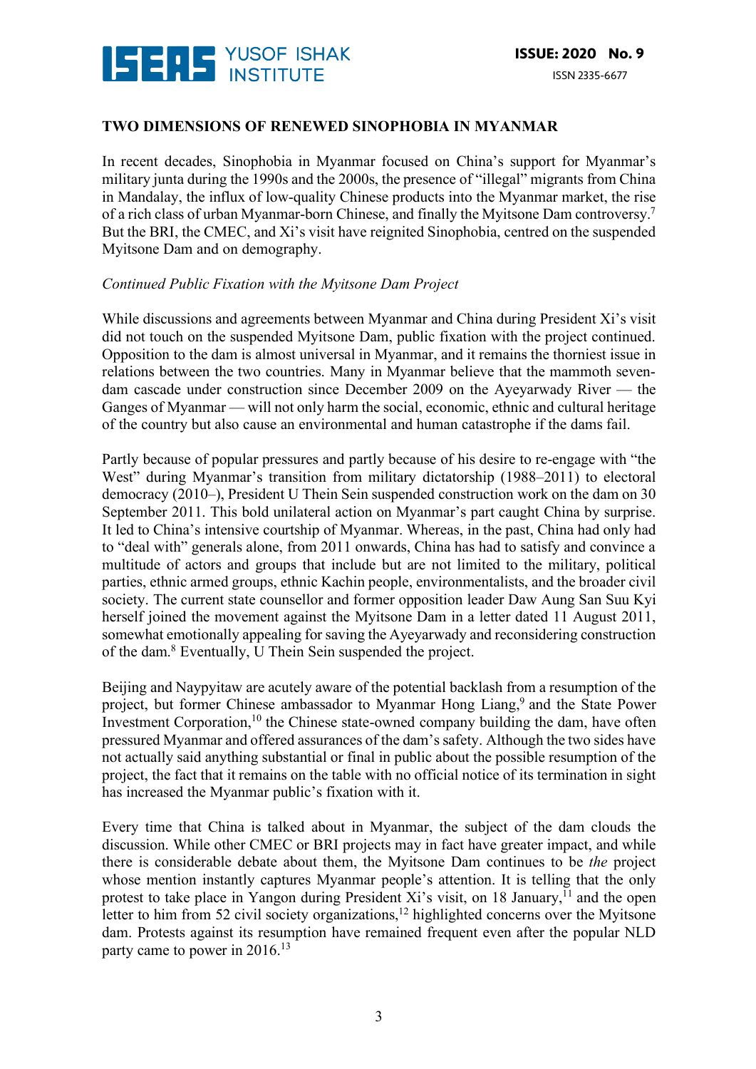**TWO DIMENSIONS OF RENEWED SINOPHOBIA IN MYANMAR**

In recent decades, Sinophobia in Myanmar focused on China's support for Myanmar's military junta during the 1990s and the 2000s, the presence of "illegal" migrants from China in Mandalay, the influx of low-quality Chinese products into the Myanmar market, the rise of a rich class of urban Myanmar-born Chinese, and finally the Myitsone Dam controversy.[7] But the BRI, the CMEC, and Xi's visit have reignited Sinophobia, centred on the suspended Myitsone Dam and on demography.

*Continued Public Fixation with the Myitsone Dam Project*

While discussions and agreements between Myanmar and China during President Xi's visit did not touch on the suspended Myitsone Dam, public fixation with the project continued. Opposition to the dam is almost universal in Myanmar, and it remains the thorniest issue in relations between the two countries. Many in Myanmar believe that the mammoth seven-dam cascade under construction since December 2009 on the Ayeyarwady River — the Ganges of Myanmar — will not only harm the social, economic, ethnic and cultural heritage of the country but also cause an environmental and human catastrophe if the dams fail.

Partly because of popular pressures and partly because of his desire to re-engage with "the West" during Myanmar's transition from military dictatorship (1988–2011) to electoral democracy (2010–), President U Thein Sein suspended construction work on the dam on 30 September 2011. This bold unilateral action on Myanmar's part caught China by surprise. It led to China's intensive courtship of Myanmar. Whereas, in the past, China had only had to "deal with" generals alone, from 2011 onwards, China has had to satisfy and convince a multitude of actors and groups that include but are not limited to the military, political parties, ethnic armed groups, ethnic Kachin people, environmentalists, and the broader civil society. The current state counsellor and former opposition leader Daw Aung San Suu Kyi herself joined the movement against the Myitsone Dam in a letter dated 11 August 2011, somewhat emotionally appealing for saving the Ayeyarwady and reconsidering construction of the dam.[8] Eventually, U Thein Sein suspended the project.

Beijing and Naypyitaw are acutely aware of the potential backlash from a resumption of the project, but former Chinese ambassador to Myanmar Hong Liang,[9] and the State Power Investment Corporation,[10] the Chinese state-owned company building the dam, have often pressured Myanmar and offered assurances of the dam's safety. Although the two sides have not actually said anything substantial or final in public about the possible resumption of the project, the fact that it remains on the table with no official notice of its termination in sight has increased the Myanmar public's fixation with it.

Every time that China is talked about in Myanmar, the subject of the dam clouds the discussion. While other CMEC or BRI projects may in fact have greater impact, and while there is considerable debate about them, the Myitsone Dam continues to be *the* project whose mention instantly captures Myanmar people's attention. It is telling that the only protest to take place in Yangon during President Xi's visit, on 18 January,[11] and the open letter to him from 52 civil society organizations,[12] highlighted concerns over the Myitsone dam. Protests against its resumption have remained frequent even after the popular NLD party came to power in 2016.[13]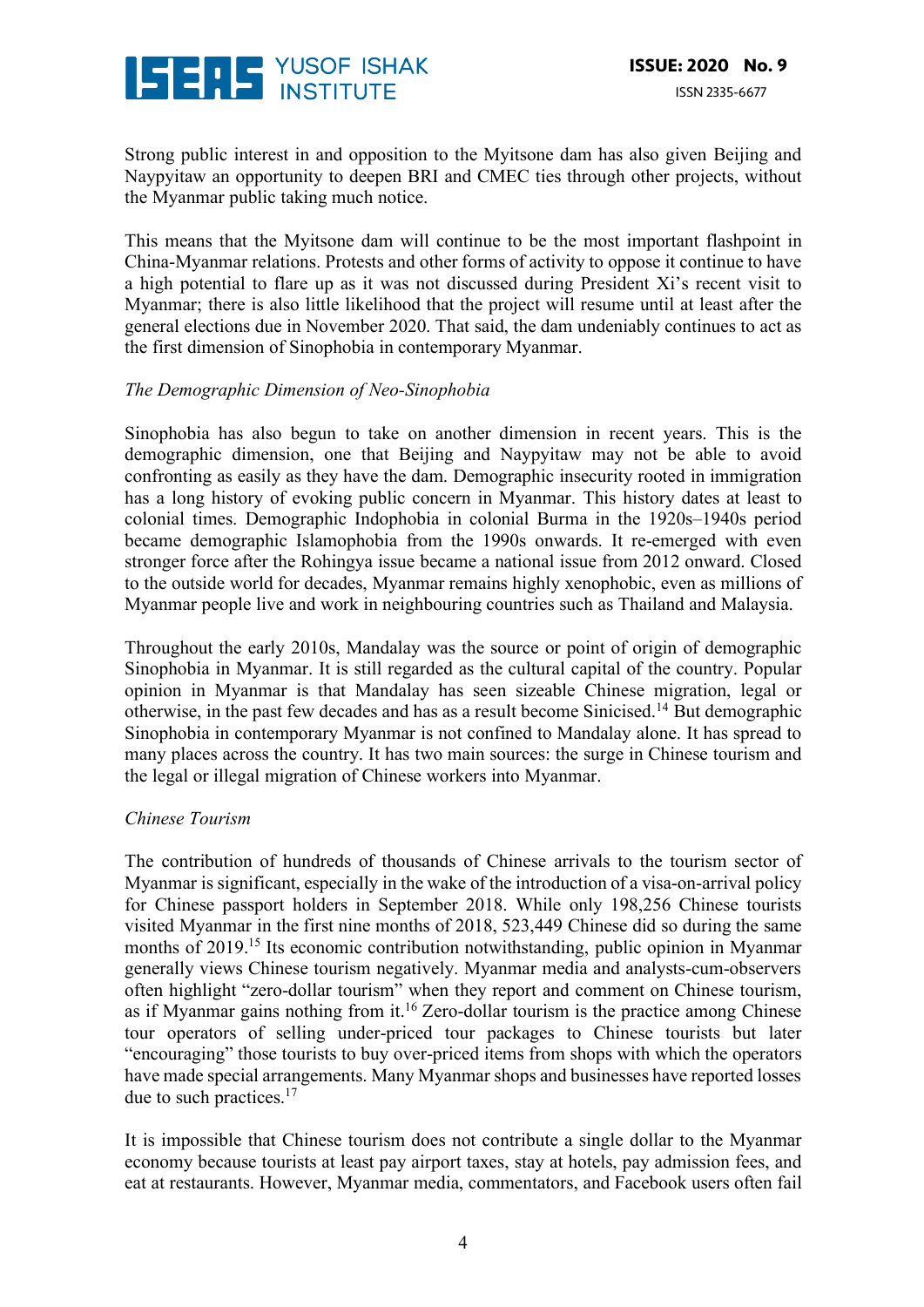Strong public interest in and opposition to the Myitsone dam has also given Beijing and Naypyitaw an opportunity to deepen BRI and CMEC ties through other projects, without the Myanmar public taking much notice.

This means that the Myitsone dam will continue to be the most important flashpoint in China-Myanmar relations. Protests and other forms of activity to oppose it continue to have a high potential to flare up as it was not discussed during President Xi's recent visit to Myanmar; there is also little likelihood that the project will resume until at least after the general elections due in November 2020. That said, the dam undeniably continues to act as the first dimension of Sinophobia in contemporary Myanmar.

*The Demographic Dimension of Neo-Sinophobia*

Sinophobia has also begun to take on another dimension in recent years. This is the demographic dimension, one that Beijing and Naypyitaw may not be able to avoid confronting as easily as they have the dam. Demographic insecurity rooted in immigration has a long history of evoking public concern in Myanmar. This history dates at least to colonial times. Demographic Indophobia in colonial Burma in the 1920s–1940s period became demographic Islamophobia from the 1990s onwards. It re-emerged with even stronger force after the Rohingya issue became a national issue from 2012 onward. Closed to the outside world for decades, Myanmar remains highly xenophobic, even as millions of Myanmar people live and work in neighbouring countries such as Thailand and Malaysia.

Throughout the early 2010s, Mandalay was the source or point of origin of demographic Sinophobia in Myanmar. It is still regarded as the cultural capital of the country. Popular opinion in Myanmar is that Mandalay has seen sizeable Chinese migration, legal or otherwise, in the past few decades and has as a result become Sinicised.[14] But demographic Sinophobia in contemporary Myanmar is not confined to Mandalay alone. It has spread to many places across the country. It has two main sources: the surge in Chinese tourism and the legal or illegal migration of Chinese workers into Myanmar.

*Chinese Tourism*

The contribution of hundreds of thousands of Chinese arrivals to the tourism sector of Myanmar is significant, especially in the wake of the introduction of a visa-on-arrival policy for Chinese passport holders in September 2018. While only 198,256 Chinese tourists visited Myanmar in the first nine months of 2018, 523,449 Chinese did so during the same months of 2019.[15] Its economic contribution notwithstanding, public opinion in Myanmar generally views Chinese tourism negatively. Myanmar media and analysts-cum-observers often highlight "zero-dollar tourism" when they report and comment on Chinese tourism, as if Myanmar gains nothing from it.[16] Zero-dollar tourism is the practice among Chinese tour operators of selling under-priced tour packages to Chinese tourists but later "encouraging" those tourists to buy over-priced items from shops with which the operators have made special arrangements. Many Myanmar shops and businesses have reported losses due to such practices.[17]

It is impossible that Chinese tourism does not contribute a single dollar to the Myanmar economy because tourists at least pay airport taxes, stay at hotels, pay admission fees, and eat at restaurants. However, Myanmar media, commentators, and Facebook users often fail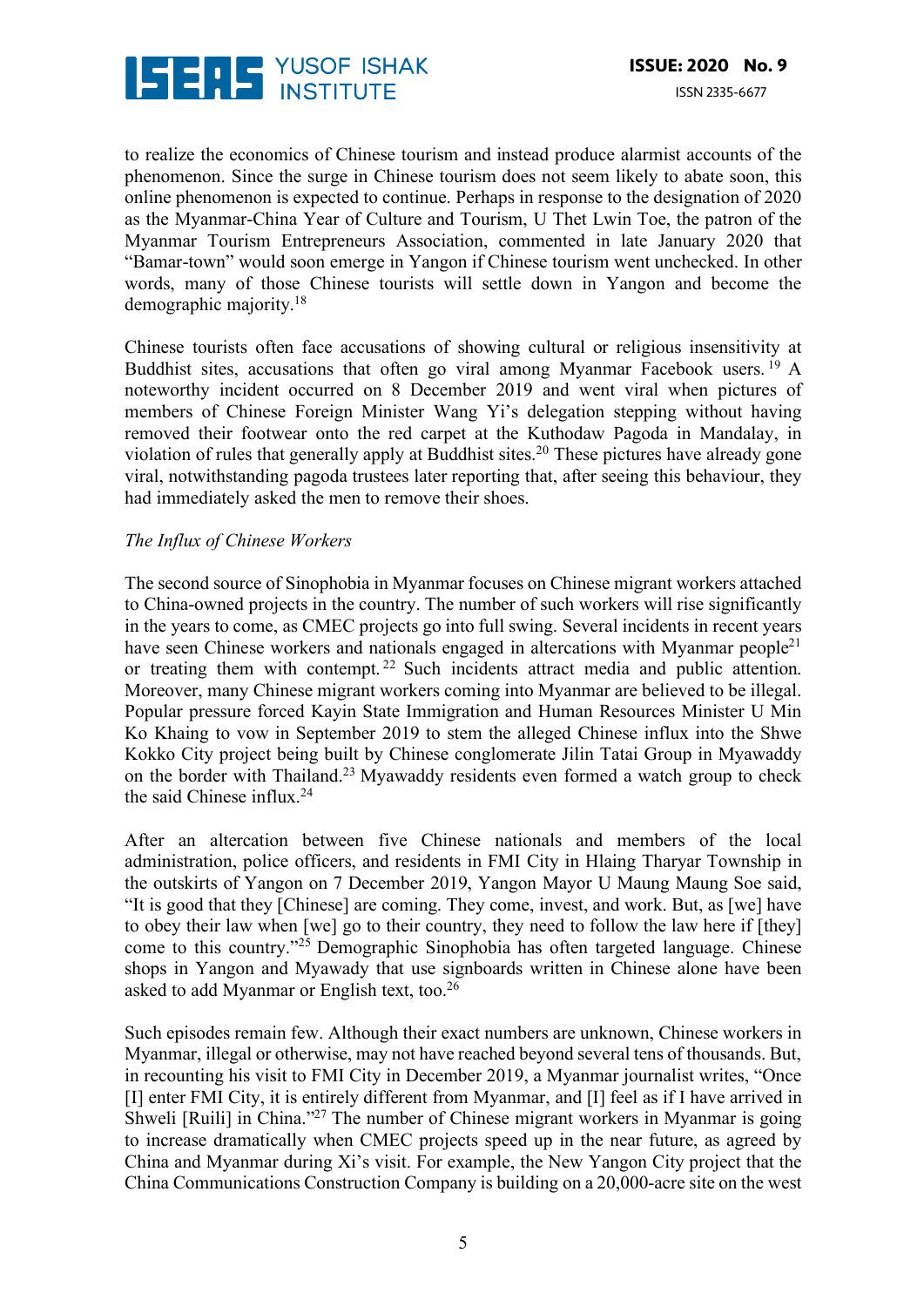to realize the economics of Chinese tourism and instead produce alarmist accounts of the phenomenon. Since the surge in Chinese tourism does not seem likely to abate soon, this online phenomenon is expected to continue. Perhaps in response to the designation of 2020 as the Myanmar-China Year of Culture and Tourism, U Thet Lwin Toe, the patron of the Myanmar Tourism Entrepreneurs Association, commented in late January 2020 that "Bamar-town" would soon emerge in Yangon if Chinese tourism went unchecked. In other words, many of those Chinese tourists will settle down in Yangon and become the demographic majority.[18]

Chinese tourists often face accusations of showing cultural or religious insensitivity at Buddhist sites, accusations that often go viral among Myanmar Facebook users.[19] A noteworthy incident occurred on 8 December 2019 and went viral when pictures of members of Chinese Foreign Minister Wang Yi's delegation stepping without having removed their footwear onto the red carpet at the Kuthodaw Pagoda in Mandalay, in violation of rules that generally apply at Buddhist sites.[20] These pictures have already gone viral, notwithstanding pagoda trustees later reporting that, after seeing this behaviour, they had immediately asked the men to remove their shoes.

*The Influx of Chinese Workers*

The second source of Sinophobia in Myanmar focuses on Chinese migrant workers attached to China-owned projects in the country. The number of such workers will rise significantly in the years to come, as CMEC projects go into full swing. Several incidents in recent years have seen Chinese workers and nationals engaged in altercations with Myanmar people[21] or treating them with contempt.[22] Such incidents attract media and public attention. Moreover, many Chinese migrant workers coming into Myanmar are believed to be illegal. Popular pressure forced Kayin State Immigration and Human Resources Minister U Min Ko Khaing to vow in September 2019 to stem the alleged Chinese influx into the Shwe Kokko City project being built by Chinese conglomerate Jilin Tatai Group in Myawaddy on the border with Thailand.[23] Myawaddy residents even formed a watch group to check the said Chinese influx.[24]

After an altercation between five Chinese nationals and members of the local administration, police officers, and residents in FMI City in Hlaing Tharyar Township in the outskirts of Yangon on 7 December 2019, Yangon Mayor U Maung Maung Soe said, "It is good that they [Chinese] are coming. They come, invest, and work. But, as [we] have to obey their law when [we] go to their country, they need to follow the law here if [they] come to this country."[25] Demographic Sinophobia has often targeted language. Chinese shops in Yangon and Myawady that use signboards written in Chinese alone have been asked to add Myanmar or English text, too.[26]

Such episodes remain few. Although their exact numbers are unknown, Chinese workers in Myanmar, illegal or otherwise, may not have reached beyond several tens of thousands. But, in recounting his visit to FMI City in December 2019, a Myanmar journalist writes, "Once [I] enter FMI City, it is entirely different from Myanmar, and [I] feel as if I have arrived in Shweli [Ruili] in China."[27] The number of Chinese migrant workers in Myanmar is going to increase dramatically when CMEC projects speed up in the near future, as agreed by China and Myanmar during Xi's visit. For example, the New Yangon City project that the China Communications Construction Company is building on a 20,000-acre site on the west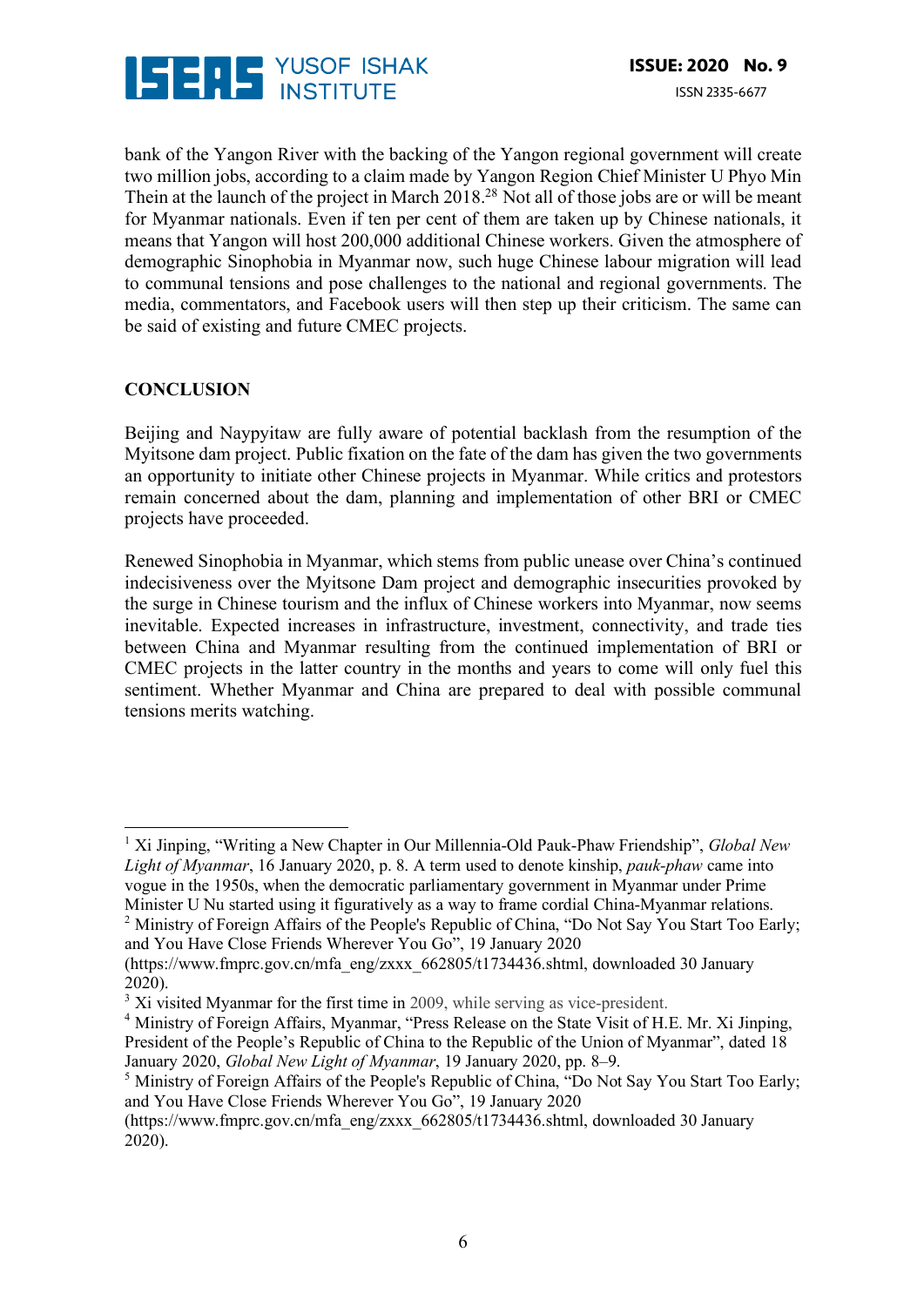bank of the Yangon River with the backing of the Yangon regional government will create two million jobs, according to a claim made by Yangon Region Chief Minister U Phyo Min Thein at the launch of the project in March 2018.[28] Not all of those jobs are or will be meant for Myanmar nationals. Even if ten per cent of them are taken up by Chinese nationals, it means that Yangon will host 200,000 additional Chinese workers. Given the atmosphere of demographic Sinophobia in Myanmar now, such huge Chinese labour migration will lead to communal tensions and pose challenges to the national and regional governments. The media, commentators, and Facebook users will then step up their criticism. The same can be said of existing and future CMEC projects.

## CONCLUSION

Beijing and Naypyitaw are fully aware of potential backlash from the resumption of the Myitsone dam project. Public fixation on the fate of the dam has given the two governments an opportunity to initiate other Chinese projects in Myanmar. While critics and protestors remain concerned about the dam, planning and implementation of other BRI or CMEC projects have proceeded.

Renewed Sinophobia in Myanmar, which stems from public unease over China's continued indecisiveness over the Myitsone Dam project and demographic insecurities provoked by the surge in Chinese tourism and the influx of Chinese workers into Myanmar, now seems inevitable. Expected increases in infrastructure, investment, connectivity, and trade ties between China and Myanmar resulting from the continued implementation of BRI or CMEC projects in the latter country in the months and years to come will only fuel this sentiment. Whether Myanmar and China are prepared to deal with possible communal tensions merits watching.

---

[1] Xi Jinping, "Writing a New Chapter in Our Millennia-Old Pauk-Phaw Friendship", *Global New Light of Myanmar*, 16 January 2020, p. 8. A term used to denote kinship, *pauk-phaw* came into vogue in the 1950s, when the democratic parliamentary government in Myanmar under Prime Minister U Nu started using it figuratively as a way to frame cordial China-Myanmar relations.

[2] Ministry of Foreign Affairs of the People's Republic of China, "Do Not Say You Start Too Early; and You Have Close Friends Wherever You Go", 19 January 2020 (https://www.fmprc.gov.cn/mfa_eng/zxxx_662805/t1734436.shtml, downloaded 30 January 2020).

[3] Xi visited Myanmar for the first time in 2009, while serving as vice-president.

[4] Ministry of Foreign Affairs, Myanmar, "Press Release on the State Visit of H.E. Mr. Xi Jinping, President of the People's Republic of China to the Republic of the Union of Myanmar", dated 18 January 2020, *Global New Light of Myanmar*, 19 January 2020, pp. 8–9.

[5] Ministry of Foreign Affairs of the People's Republic of China, "Do Not Say You Start Too Early; and You Have Close Friends Wherever You Go", 19 January 2020 (https://www.fmprc.gov.cn/mfa_eng/zxxx_662805/t1734436.shtml, downloaded 30 January 2020).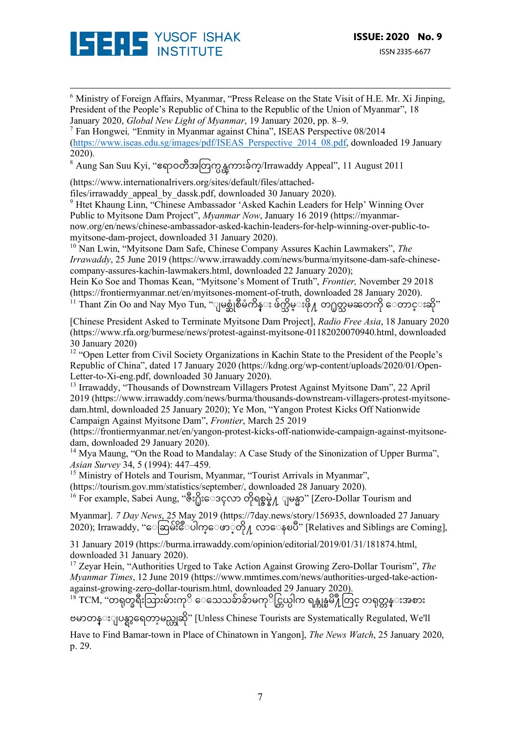[6] Ministry of Foreign Affairs, Myanmar, "Press Release on the State Visit of H.E. Mr. Xi Jinping, President of the People's Republic of China to the Republic of the Union of Myanmar", 18 January 2020, *Global New Light of Myanmar*, 19 January 2020, pp. 8–9.

[7] Fan Hongwei, "Enmity in Myanmar against China", ISEAS Perspective 08/2014 (https://www.iseas.edu.sg/images/pdf/ISEAS_Perspective_2014_08.pdf, downloaded 19 January 2020).

[8] Aung San Suu Kyi, "ဧရာဝတီအတြက္ႏွႈိးေဆာ္ခ်က္/Irrawaddy Appeal", 11 August 2011 (https://www.internationalrivers.org/sites/default/files/attached-files/irrawaddy_appeal_by_dassk.pdf, downloaded 30 January 2020).

[9] Htet Khaung Linn, "Chinese Ambassador 'Asked Kachin Leaders for Help' Winning Over Public to Myitsone Dam Project", *Myanmar Now*, January 16 2019 (https://myanmar-now.org/en/news/chinese-ambassador-asked-kachin-leaders-for-help-winning-over-public-to-myitsone-dam-project, downloaded 31 January 2020).

[10] Nan Lwin, "Myitsone Dam Safe, Chinese Company Assures Kachin Lawmakers", *The Irrawaddy*, 25 June 2019 (https://www.irrawaddy.com/news/burma/myitsone-dam-safe-chinese-company-assures-kachin-lawmakers.html, downloaded 22 January 2020);
Hein Ko Soe and Thomas Kean, "Myitsone's Moment of Truth", *Frontier,* November 29 2018 (https://frontiermyanmar.net/en/myitsones-moment-of-truth, downloaded 28 January 2020).

[11] Thant Zin Oo and Nay Myo Tun, "ျမစ္ဆုံစီမံကိန္း ဖ်က္သိမ္းဖို႔ တ႐ုတ္သမၼတကို ေတာင္းဆို" [Chinese President Asked to Terminate Myitsone Dam Project], *Radio Free Asia*, 18 January 2020 (https://www.rfa.org/burmese/news/protest-against-myitsone-01182020070940.html, downloaded 30 January 2020)

[12] "Open Letter from Civil Society Organizations in Kachin State to the President of the People's Republic of China", dated 17 January 2020 (https://kdng.org/wp-content/uploads/2020/01/Open-Letter-to-Xi-eng.pdf, downloaded 30 January 2020).

[13] Irrawaddy, "Thousands of Downstream Villagers Protest Against Myitsone Dam", 22 April 2019 (https://www.irrawaddy.com/news/burma/thousands-downstream-villagers-protest-myitsone-dam.html, downloaded 25 January 2020); Ye Mon, "Yangon Protest Kicks Off Nationwide Campaign Against Myitsone Dam", *Frontier*, March 25 2019 (https://frontiermyanmar.net/en/yangon-protest-kicks-off-nationwide-campaign-against-myitsone-dam, downloaded 29 January 2020).

[14] Mya Maung, "On the Road to Mandalay: A Case Study of the Sinonization of Upper Burma", *Asian Survey* 34, 5 (1994): 447–459.

[15] Ministry of Hotels and Tourism, Myanmar, "Tourist Arrivals in Myanmar", (https://tourism.gov.mm/statistics/september/, downloaded 28 January 2020).

[16] For example, Sabei Aung, "ဇီး႐ိုးေဒၚလာ တိုရစ္စမ္နဲ႔ ျမန္မာ" [Zero-Dollar Tourism and Myanmar]. *7 Day News*, 25 May 2019 (https://7day.news/story/156935, downloaded 27 January 2020); Irrawaddy, "ေဆြမ်ိဳးေပါက္ေဖာ္တို႔ လာေနၿပီ" [Relatives and Siblings are Coming], 31 January 2019 (https://burma.irrawaddy.com/opinion/editorial/2019/01/31/181874.html, downloaded 31 January 2020).

[17] Zeyar Hein, "Authorities Urged to Take Action Against Growing Zero-Dollar Tourism", *The Myanmar Times*, 12 June 2019 (https://www.mmtimes.com/news/authorities-urged-take-action-against-growing-zero-dollar-tourism.html, downloaded 29 January 2020).

[18] TCM, "တ႐ုတ္ခရီးသြားမ်ားကို ေသေသခ်ာခ်ာမကိုင္တြယ္ပါက ရန္ကုန္ၿမိဳ႕တြင္ တ႐ုတ္တန္းအစား ဗမာတန္းျပန္ရွာရေတာ့မည့္သို႔" [Unless Chinese Tourists are Systematically Regulated, We'll Have to Find Bamar-town in Place of Chinatown in Yangon], *The News Watch*, 25 January 2020, p. 29.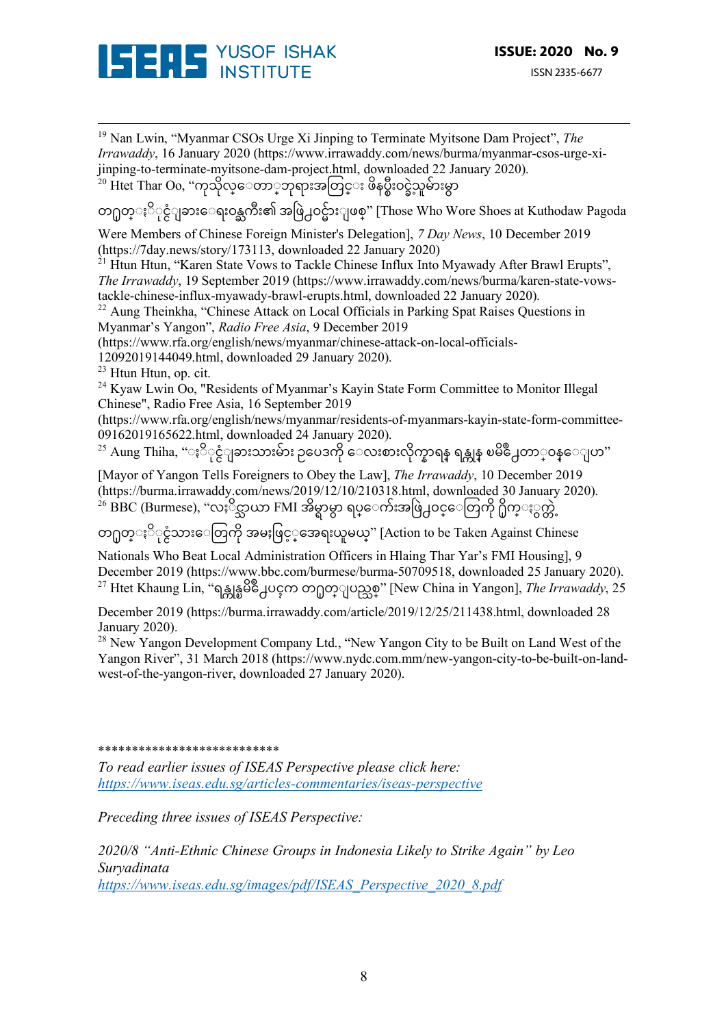[19] Nan Lwin, "Myanmar CSOs Urge Xi Jinping to Terminate Myitsone Dam Project", *The Irrawaddy*, 16 January 2020 (https://www.irrawaddy.com/news/burma/myanmar-csos-urge-xi-jinping-to-terminate-myitsone-dam-project.html, downloaded 22 January 2020).

[20] Htet Thar Oo, "ကုသိုလ်တော်ဘုရားအတွင်း ဖိနပ်စီးဝင်ခဲ့သူများမှာ တရုတ်နိုင်ငံခြားရေးဝန်ကြီး၏ အဖွဲ့ဝင်များဖြစ်" [Those Who Wore Shoes at Kuthodaw Pagoda Were Members of Chinese Foreign Minister's Delegation], *7 Day News*, 10 December 2019 (https://7day.news/story/173113, downloaded 22 January 2020)

[21] Htun Htun, "Karen State Vows to Tackle Chinese Influx Into Myawady After Brawl Erupts", *The Irrawaddy*, 19 September 2019 (https://www.irrawaddy.com/news/burma/karen-state-vows-tackle-chinese-influx-myawady-brawl-erupts.html, downloaded 22 January 2020).

[22] Aung Theinkha, "Chinese Attack on Local Officials in Parking Spat Raises Questions in Myanmar's Yangon", *Radio Free Asia*, 9 December 2019 (https://www.rfa.org/english/news/myanmar/chinese-attack-on-local-officials-12092019144049.html, downloaded 29 January 2020).

[23] Htun Htun, op. cit.

[24] Kyaw Lwin Oo, "Residents of Myanmar's Kayin State Form Committee to Monitor Illegal Chinese", Radio Free Asia, 16 September 2019 (https://www.rfa.org/english/news/myanmar/residents-of-myanmars-kayin-state-form-committee-09162019165622.html, downloaded 24 January 2020).

[25] Aung Thiha, "နိုင်ငံခြားသားများ ဥပဒေကို လေးစားလိုက်နာရန် ရန်ကုန် မြို့တော်ဝန်ပြော" [Mayor of Yangon Tells Foreigners to Obey the Law], *The Irrawaddy*, 10 December 2019 (https://burma.irrawaddy.com/news/2019/12/10/210318.html, downloaded 30 January 2020).

[26] BBC (Burmese), "လှိုင်သာယာ FMI အိမ်ရာမှာ ရပ်ကွက်အဖွဲ့ဝင်တွေကို ရိုက်နှက်တဲ့ တရုတ်နိုင်ငံသားတွေကို အမှုဖွင့်အရေးယူမယ်" [Action to be Taken Against Chinese Nationals Who Beat Local Administration Officers in Hlaing Thar Yar's FMI Housing], 9 December 2019 (https://www.bbc.com/burmese/burma-50709518, downloaded 25 January 2020).

[27] Htet Khaung Lin, "ရန်ကုန်မြို့ပေါ်က တရုတ်ပြည်သစ်" [New China in Yangon], *The Irrawaddy*, 25 December 2019 (https://burma.irrawaddy.com/article/2019/12/25/211438.html, downloaded 28 January 2020).

[28] New Yangon Development Company Ltd., "New Yangon City to be Built on Land West of the Yangon River", 31 March 2018 (https://www.nydc.com.mm/new-yangon-city-to-be-built-on-land-west-of-the-yangon-river, downloaded 27 January 2020).

**************************

*To read earlier issues of ISEAS Perspective please click here:*
*https://www.iseas.edu.sg/articles-commentaries/iseas-perspective*

*Preceding three issues of ISEAS Perspective:*

*2020/8 "Anti-Ethnic Chinese Groups in Indonesia Likely to Strike Again" by Leo Suryadinata*
*https://www.iseas.edu.sg/images/pdf/ISEAS_Perspective_2020_8.pdf*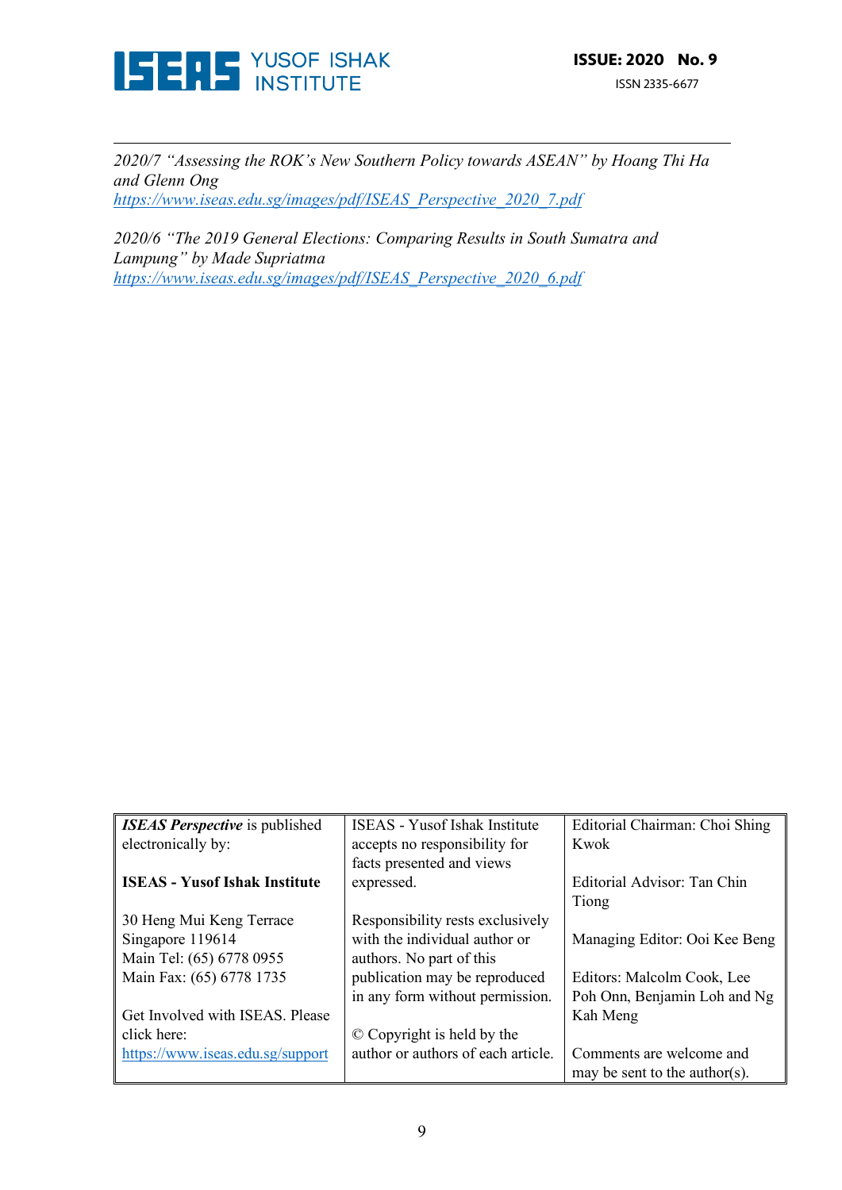*2020/7 "Assessing the ROK's New Southern Policy towards ASEAN" by Hoang Thi Ha and Glenn Ong*
https://www.iseas.edu.sg/images/pdf/ISEAS_Perspective_2020_7.pdf

*2020/6 "The 2019 General Elections: Comparing Results in South Sumatra and Lampung" by Made Supriatma*
https://www.iseas.edu.sg/images/pdf/ISEAS_Perspective_2020_6.pdf

| | | |
|---|---|---|
| ***ISEAS Perspective*** is published electronically by:<br><br>**ISEAS - Yusof Ishak Institute**<br><br>30 Heng Mui Keng Terrace<br>Singapore 119614<br>Main Tel: (65) 6778 0955<br>Main Fax: (65) 6778 1735<br><br>Get Involved with ISEAS. Please click here: https://www.iseas.edu.sg/support | ISEAS - Yusof Ishak Institute accepts no responsibility for facts presented and views expressed.<br><br>Responsibility rests exclusively with the individual author or authors. No part of this publication may be reproduced in any form without permission.<br><br>© Copyright is held by the author or authors of each article. | Editorial Chairman: Choi Shing Kwok<br><br>Editorial Advisor: Tan Chin Tiong<br><br>Managing Editor: Ooi Kee Beng<br><br>Editors: Malcolm Cook, Lee Poh Onn, Benjamin Loh and Ng Kah Meng<br><br>Comments are welcome and may be sent to the author(s). |